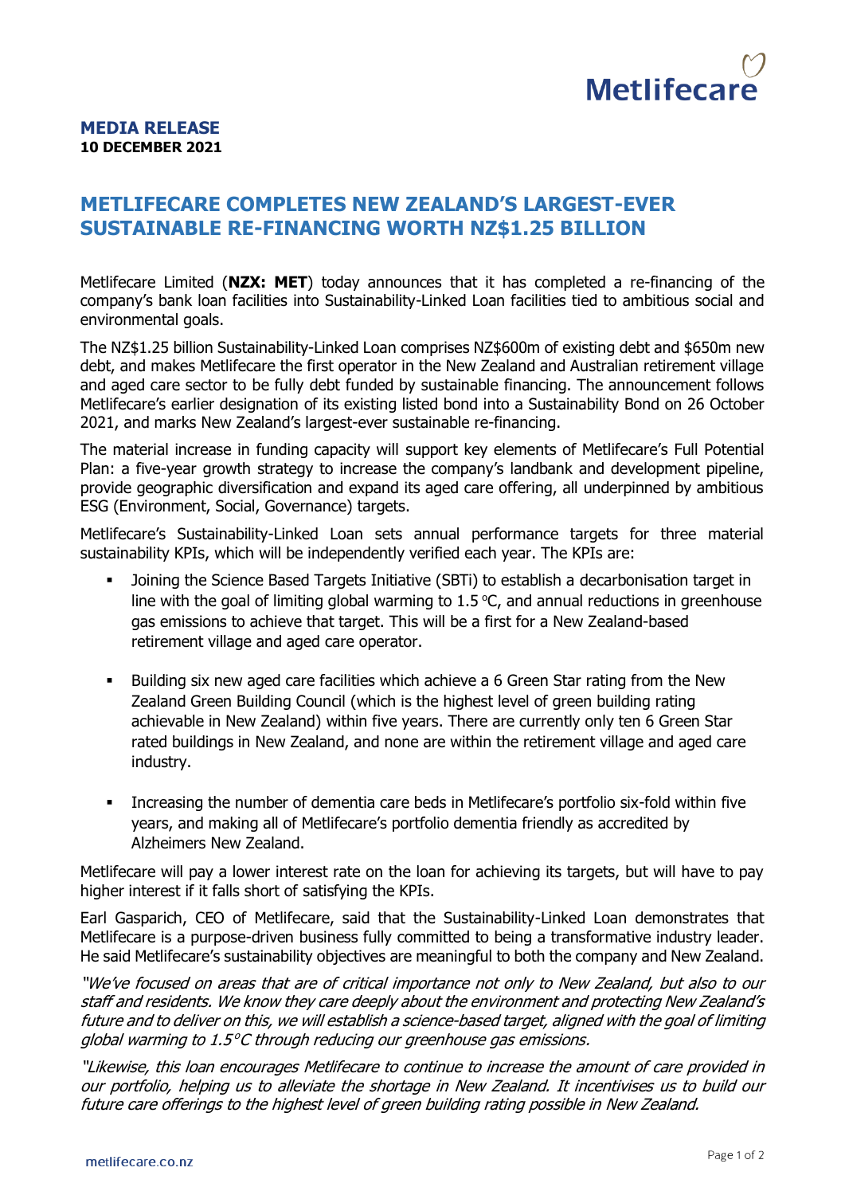**MEDIA RELEASE**
**10 DECEMBER 2021**

# METLIFECARE COMPLETES NEW ZEALAND'S LARGEST-EVER SUSTAINABLE RE-FINANCING WORTH NZ$1.25 BILLION

Metlifecare Limited (**NZX: MET**) today announces that it has completed a re-financing of the company's bank loan facilities into Sustainability-Linked Loan facilities tied to ambitious social and environmental goals.

The NZ$1.25 billion Sustainability-Linked Loan comprises NZ$600m of existing debt and $650m new debt, and makes Metlifecare the first operator in the New Zealand and Australian retirement village and aged care sector to be fully debt funded by sustainable financing. The announcement follows Metlifecare's earlier designation of its existing listed bond into a Sustainability Bond on 26 October 2021, and marks New Zealand's largest-ever sustainable re-financing.

The material increase in funding capacity will support key elements of Metlifecare's Full Potential Plan: a five-year growth strategy to increase the company's landbank and development pipeline, provide geographic diversification and expand its aged care offering, all underpinned by ambitious ESG (Environment, Social, Governance) targets.

Metlifecare's Sustainability-Linked Loan sets annual performance targets for three material sustainability KPIs, which will be independently verified each year. The KPIs are:

- Joining the Science Based Targets Initiative (SBTi) to establish a decarbonisation target in line with the goal of limiting global warming to 1.5 °C, and annual reductions in greenhouse gas emissions to achieve that target. This will be a first for a New Zealand-based retirement village and aged care operator.
- Building six new aged care facilities which achieve a 6 Green Star rating from the New Zealand Green Building Council (which is the highest level of green building rating achievable in New Zealand) within five years. There are currently only ten 6 Green Star rated buildings in New Zealand, and none are within the retirement village and aged care industry.
- Increasing the number of dementia care beds in Metlifecare's portfolio six-fold within five years, and making all of Metlifecare's portfolio dementia friendly as accredited by Alzheimers New Zealand.

Metlifecare will pay a lower interest rate on the loan for achieving its targets, but will have to pay higher interest if it falls short of satisfying the KPIs.

Earl Gasparich, CEO of Metlifecare, said that the Sustainability-Linked Loan demonstrates that Metlifecare is a purpose-driven business fully committed to being a transformative industry leader. He said Metlifecare's sustainability objectives are meaningful to both the company and New Zealand.

*"We've focused on areas that are of critical importance not only to New Zealand, but also to our staff and residents. We know they care deeply about the environment and protecting New Zealand's future and to deliver on this, we will establish a science-based target, aligned with the goal of limiting global warming to 1.5°C through reducing our greenhouse gas emissions.*

*"Likewise, this loan encourages Metlifecare to continue to increase the amount of care provided in our portfolio, helping us to alleviate the shortage in New Zealand. It incentivises us to build our future care offerings to the highest level of green building rating possible in New Zealand.*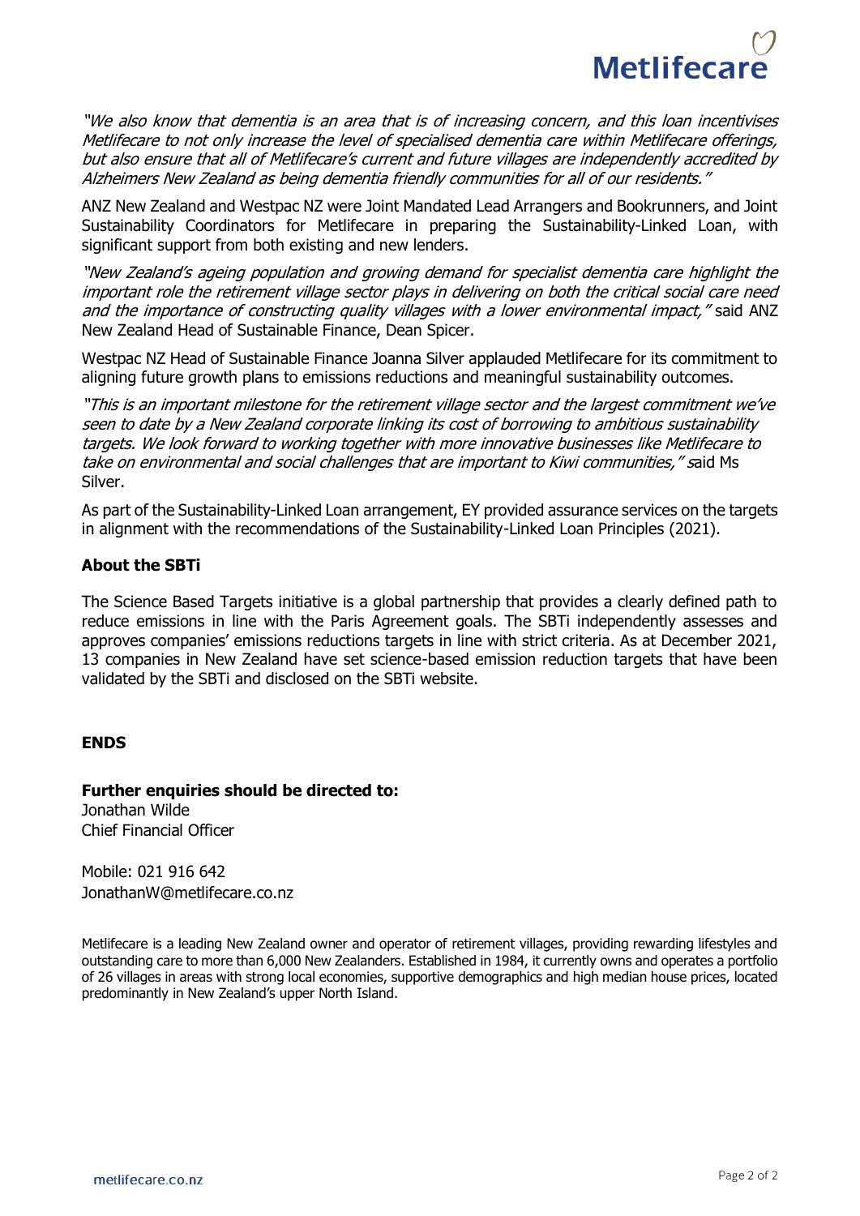*"We also know that dementia is an area that is of increasing concern, and this loan incentivises Metlifecare to not only increase the level of specialised dementia care within Metlifecare offerings, but also ensure that all of Metlifecare's current and future villages are independently accredited by Alzheimers New Zealand as being dementia friendly communities for all of our residents."*

ANZ New Zealand and Westpac NZ were Joint Mandated Lead Arrangers and Bookrunners, and Joint Sustainability Coordinators for Metlifecare in preparing the Sustainability-Linked Loan, with significant support from both existing and new lenders.

*"New Zealand's ageing population and growing demand for specialist dementia care highlight the important role the retirement village sector plays in delivering on both the critical social care need and the importance of constructing quality villages with a lower environmental impact,"* said ANZ New Zealand Head of Sustainable Finance, Dean Spicer.

Westpac NZ Head of Sustainable Finance Joanna Silver applauded Metlifecare for its commitment to aligning future growth plans to emissions reductions and meaningful sustainability outcomes.

*"This is an important milestone for the retirement village sector and the largest commitment we've seen to date by a New Zealand corporate linking its cost of borrowing to ambitious sustainability targets. We look forward to working together with more innovative businesses like Metlifecare to take on environmental and social challenges that are important to Kiwi communities,"* said Ms Silver.

As part of the Sustainability-Linked Loan arrangement, EY provided assurance services on the targets in alignment with the recommendations of the Sustainability-Linked Loan Principles (2021).

**About the SBTi**

The Science Based Targets initiative is a global partnership that provides a clearly defined path to reduce emissions in line with the Paris Agreement goals. The SBTi independently assesses and approves companies' emissions reductions targets in line with strict criteria. As at December 2021, 13 companies in New Zealand have set science-based emission reduction targets that have been validated by the SBTi and disclosed on the SBTi website.

**ENDS**

**Further enquiries should be directed to:**
Jonathan Wilde
Chief Financial Officer

Mobile: 021 916 642
JonathanW@metlifecare.co.nz

Metlifecare is a leading New Zealand owner and operator of retirement villages, providing rewarding lifestyles and outstanding care to more than 6,000 New Zealanders. Established in 1984, it currently owns and operates a portfolio of 26 villages in areas with strong local economies, supportive demographics and high median house prices, located predominantly in New Zealand's upper North Island.